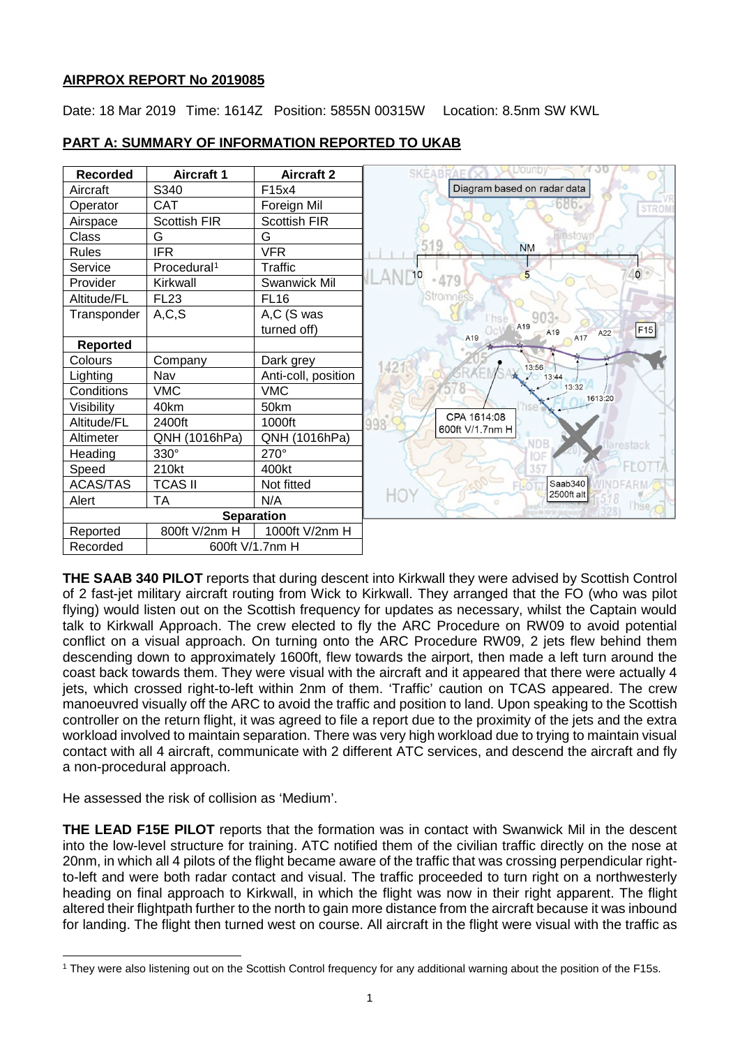## AIRPROX REPORT No 2019085

Date: 18 Mar 2019 Time: 1614Z Position: 5855N 00315W Location: 8.5nm SW KWL

## PART A: SUMMARY OF INFORMATION REPORTED TO UKAB

| Recorded | Aircraft 1 | Aircraft 2 |
|---|---|---|
| Aircraft | S340 | F15x4 |
| Operator | CAT | Foreign Mil |
| Airspace | Scottish FIR | Scottish FIR |
| Class | G | G |
| Rules | IFR | VFR |
| Service | Procedural[1] | Traffic |
| Provider | Kirkwall | Swanwick Mil |
| Altitude/FL | FL23 | FL16 |
| Transponder | A,C,S | A,C (S was turned off) |
| **Reported** | | |
| Colours | Company | Dark grey |
| Lighting | Nav | Anti-coll, position |
| Conditions | VMC | VMC |
| Visibility | 40km | 50km |
| Altitude/FL | 2400ft | 1000ft |
| Altimeter | QNH (1016hPa) | QNH (1016hPa) |
| Heading | 330° | 270° |
| Speed | 210kt | 400kt |
| ACAS/TAS | TCAS II | Not fitted |
| Alert | TA | N/A |
| **Separation** | | |
| Reported | 800ft V/2nm H | 1000ft V/2nm H |
| Recorded | 600ft V/1.7nm H | |

Diagram based on radar data

CPA 1614:08 600ft V/1.7nm H

Saab340 2500ft alt

**THE SAAB 340 PILOT** reports that during descent into Kirkwall they were advised by Scottish Control of 2 fast-jet military aircraft routing from Wick to Kirkwall. They arranged that the FO (who was pilot flying) would listen out on the Scottish frequency for updates as necessary, whilst the Captain would talk to Kirkwall Approach. The crew elected to fly the ARC Procedure on RW09 to avoid potential conflict on a visual approach. On turning onto the ARC Procedure RW09, 2 jets flew behind them descending down to approximately 1600ft, flew towards the airport, then made a left turn around the coast back towards them. They were visual with the aircraft and it appeared that there were actually 4 jets, which crossed right-to-left within 2nm of them. 'Traffic' caution on TCAS appeared. The crew manoeuvred visually off the ARC to avoid the traffic and position to land. Upon speaking to the Scottish controller on the return flight, it was agreed to file a report due to the proximity of the jets and the extra workload involved to maintain separation. There was very high workload due to trying to maintain visual contact with all 4 aircraft, communicate with 2 different ATC services, and descend the aircraft and fly a non-procedural approach.

He assessed the risk of collision as 'Medium'.

**THE LEAD F15E PILOT** reports that the formation was in contact with Swanwick Mil in the descent into the low-level structure for training. ATC notified them of the civilian traffic directly on the nose at 20nm, in which all 4 pilots of the flight became aware of the traffic that was crossing perpendicular right-to-left and were both radar contact and visual. The traffic proceeded to turn right on a northwesterly heading on final approach to Kirkwall, in which the flight was now in their right apparent. The flight altered their flightpath further to the north to gain more distance from the aircraft because it was inbound for landing. The flight then turned west on course. All aircraft in the flight were visual with the traffic as

[1] They were also listening out on the Scottish Control frequency for any additional warning about the position of the F15s.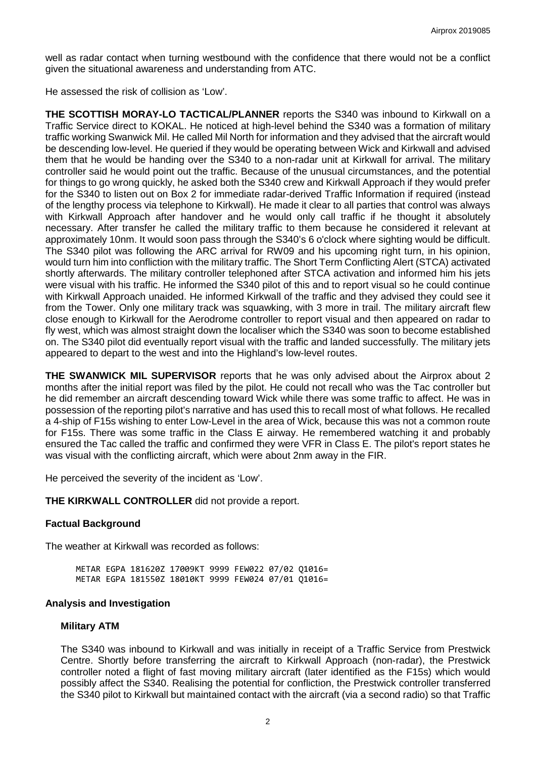well as radar contact when turning westbound with the confidence that there would not be a conflict given the situational awareness and understanding from ATC.

He assessed the risk of collision as 'Low'.

**THE SCOTTISH MORAY-LO TACTICAL/PLANNER** reports the S340 was inbound to Kirkwall on a Traffic Service direct to KOKAL. He noticed at high-level behind the S340 was a formation of military traffic working Swanwick Mil. He called Mil North for information and they advised that the aircraft would be descending low-level. He queried if they would be operating between Wick and Kirkwall and advised them that he would be handing over the S340 to a non-radar unit at Kirkwall for arrival. The military controller said he would point out the traffic. Because of the unusual circumstances, and the potential for things to go wrong quickly, he asked both the S340 crew and Kirkwall Approach if they would prefer for the S340 to listen out on Box 2 for immediate radar-derived Traffic Information if required (instead of the lengthy process via telephone to Kirkwall). He made it clear to all parties that control was always with Kirkwall Approach after handover and he would only call traffic if he thought it absolutely necessary. After transfer he called the military traffic to them because he considered it relevant at approximately 10nm. It would soon pass through the S340's 6 o'clock where sighting would be difficult. The S340 pilot was following the ARC arrival for RW09 and his upcoming right turn, in his opinion, would turn him into confliction with the military traffic. The Short Term Conflicting Alert (STCA) activated shortly afterwards. The military controller telephoned after STCA activation and informed him his jets were visual with his traffic. He informed the S340 pilot of this and to report visual so he could continue with Kirkwall Approach unaided. He informed Kirkwall of the traffic and they advised they could see it from the Tower. Only one military track was squawking, with 3 more in trail. The military aircraft flew close enough to Kirkwall for the Aerodrome controller to report visual and then appeared on radar to fly west, which was almost straight down the localiser which the S340 was soon to become established on. The S340 pilot did eventually report visual with the traffic and landed successfully. The military jets appeared to depart to the west and into the Highland's low-level routes.

**THE SWANWICK MIL SUPERVISOR** reports that he was only advised about the Airprox about 2 months after the initial report was filed by the pilot. He could not recall who was the Tac controller but he did remember an aircraft descending toward Wick while there was some traffic to affect. He was in possession of the reporting pilot's narrative and has used this to recall most of what follows. He recalled a 4-ship of F15s wishing to enter Low-Level in the area of Wick, because this was not a common route for F15s. There was some traffic in the Class E airway. He remembered watching it and probably ensured the Tac called the traffic and confirmed they were VFR in Class E. The pilot's report states he was visual with the conflicting aircraft, which were about 2nm away in the FIR.

He perceived the severity of the incident as 'Low'.

**THE KIRKWALL CONTROLLER** did not provide a report.

## Factual Background

The weather at Kirkwall was recorded as follows:

```
METAR EGPA 181620Z 17009KT 9999 FEW022 07/02 Q1016=
METAR EGPA 181550Z 18010KT 9999 FEW024 07/01 Q1016=
```

## Analysis and Investigation

### Military ATM

The S340 was inbound to Kirkwall and was initially in receipt of a Traffic Service from Prestwick Centre. Shortly before transferring the aircraft to Kirkwall Approach (non-radar), the Prestwick controller noted a flight of fast moving military aircraft (later identified as the F15s) which would possibly affect the S340. Realising the potential for confliction, the Prestwick controller transferred the S340 pilot to Kirkwall but maintained contact with the aircraft (via a second radio) so that Traffic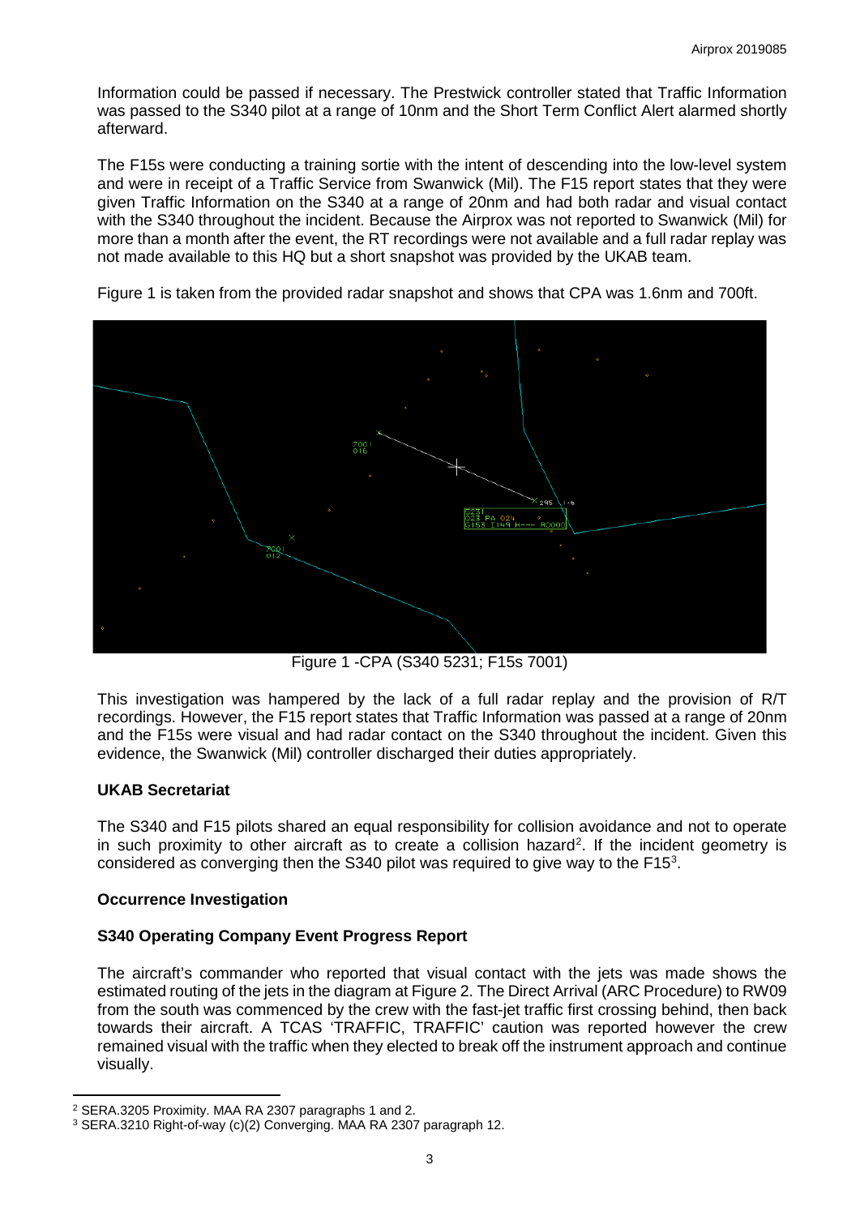Information could be passed if necessary. The Prestwick controller stated that Traffic Information was passed to the S340 pilot at a range of 10nm and the Short Term Conflict Alert alarmed shortly afterward.

The F15s were conducting a training sortie with the intent of descending into the low-level system and were in receipt of a Traffic Service from Swanwick (Mil). The F15 report states that they were given Traffic Information on the S340 at a range of 20nm and had both radar and visual contact with the S340 throughout the incident. Because the Airprox was not reported to Swanwick (Mil) for more than a month after the event, the RT recordings were not available and a full radar replay was not made available to this HQ but a short snapshot was provided by the UKAB team.

Figure 1 is taken from the provided radar snapshot and shows that CPA was 1.6nm and 700ft.

Figure 1 -CPA (S340 5231; F15s 7001)

This investigation was hampered by the lack of a full radar replay and the provision of R/T recordings. However, the F15 report states that Traffic Information was passed at a range of 20nm and the F15s were visual and had radar contact on the S340 throughout the incident. Given this evidence, the Swanwick (Mil) controller discharged their duties appropriately.

### UKAB Secretariat

The S340 and F15 pilots shared an equal responsibility for collision avoidance and not to operate in such proximity to other aircraft as to create a collision hazard[2]. If the incident geometry is considered as converging then the S340 pilot was required to give way to the F15[3].

### Occurrence Investigation

### S340 Operating Company Event Progress Report

The aircraft's commander who reported that visual contact with the jets was made shows the estimated routing of the jets in the diagram at Figure 2. The Direct Arrival (ARC Procedure) to RW09 from the south was commenced by the crew with the fast-jet traffic first crossing behind, then back towards their aircraft. A TCAS 'TRAFFIC, TRAFFIC' caution was reported however the crew remained visual with the traffic when they elected to break off the instrument approach and continue visually.

[2] SERA.3205 Proximity. MAA RA 2307 paragraphs 1 and 2.

[3] SERA.3210 Right-of-way (c)(2) Converging. MAA RA 2307 paragraph 12.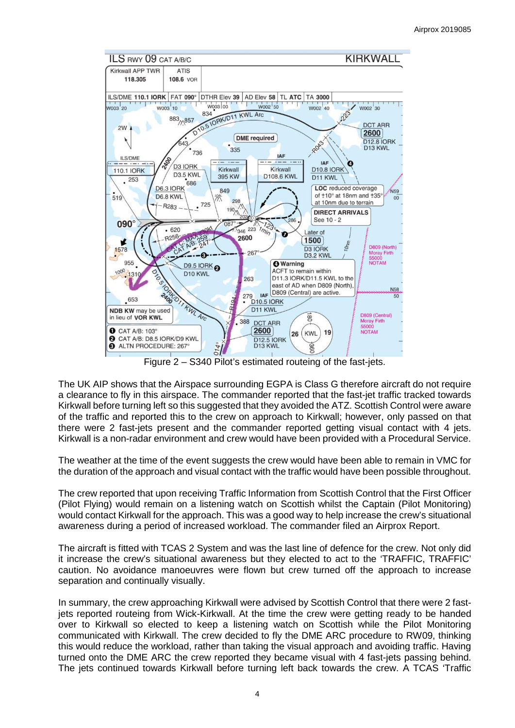Figure 2 – S340 Pilot's estimated routeing of the fast-jets.

The UK AIP shows that the Airspace surrounding EGPA is Class G therefore aircraft do not require a clearance to fly in this airspace. The commander reported that the fast-jet traffic tracked towards Kirkwall before turning left so this suggested that they avoided the ATZ. Scottish Control were aware of the traffic and reported this to the crew on approach to Kirkwall; however, only passed on that there were 2 fast-jets present and the commander reported getting visual contact with 4 jets. Kirkwall is a non-radar environment and crew would have been provided with a Procedural Service.

The weather at the time of the event suggests the crew would have been able to remain in VMC for the duration of the approach and visual contact with the traffic would have been possible throughout.

The crew reported that upon receiving Traffic Information from Scottish Control that the First Officer (Pilot Flying) would remain on a listening watch on Scottish whilst the Captain (Pilot Monitoring) would contact Kirkwall for the approach. This was a good way to help increase the crew's situational awareness during a period of increased workload. The commander filed an Airprox Report.

The aircraft is fitted with TCAS 2 System and was the last line of defence for the crew. Not only did it increase the crew's situational awareness but they elected to act to the 'TRAFFIC, TRAFFIC' caution. No avoidance manoeuvres were flown but crew turned off the approach to increase separation and continually visually.

In summary, the crew approaching Kirkwall were advised by Scottish Control that there were 2 fast-jets reported routeing from Wick-Kirkwall. At the time the crew were getting ready to be handed over to Kirkwall so elected to keep a listening watch on Scottish while the Pilot Monitoring communicated with Kirkwall. The crew decided to fly the DME ARC procedure to RW09, thinking this would reduce the workload, rather than taking the visual approach and avoiding traffic. Having turned onto the DME ARC the crew reported they became visual with 4 fast-jets passing behind. The jets continued towards Kirkwall before turning left back towards the crew. A TCAS 'Traffic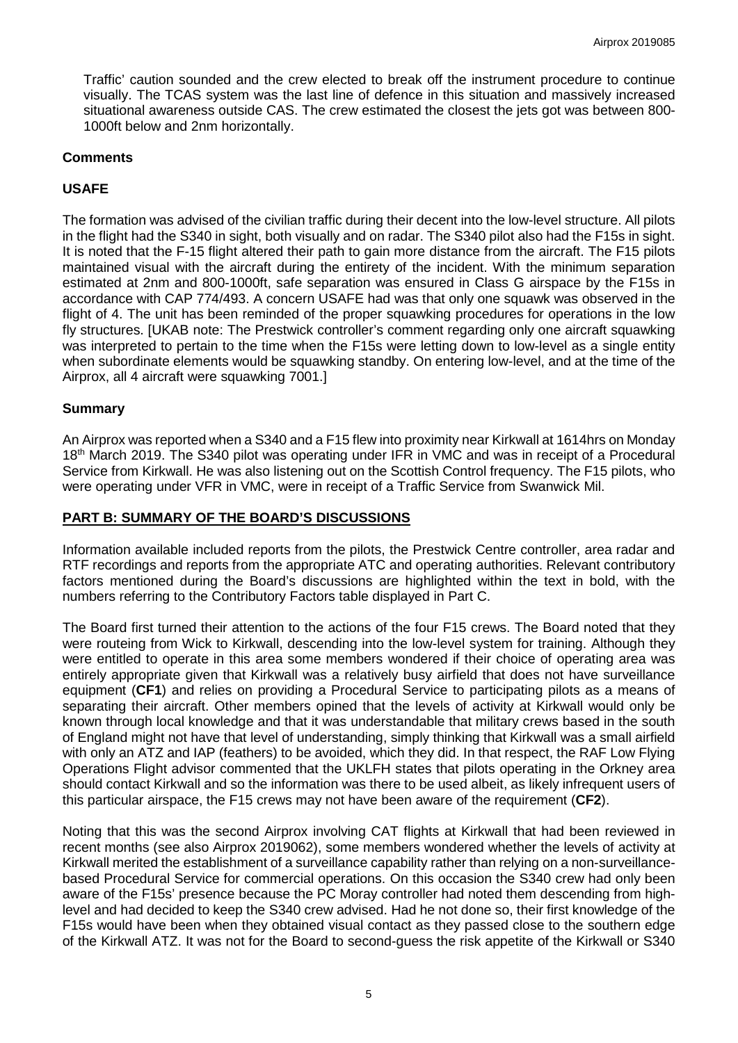Traffic' caution sounded and the crew elected to break off the instrument procedure to continue visually. The TCAS system was the last line of defence in this situation and massively increased situational awareness outside CAS. The crew estimated the closest the jets got was between 800-1000ft below and 2nm horizontally.

## Comments

### USAFE

The formation was advised of the civilian traffic during their decent into the low-level structure. All pilots in the flight had the S340 in sight, both visually and on radar. The S340 pilot also had the F15s in sight. It is noted that the F-15 flight altered their path to gain more distance from the aircraft. The F15 pilots maintained visual with the aircraft during the entirety of the incident. With the minimum separation estimated at 2nm and 800-1000ft, safe separation was ensured in Class G airspace by the F15s in accordance with CAP 774/493. A concern USAFE had was that only one squawk was observed in the flight of 4. The unit has been reminded of the proper squawking procedures for operations in the low fly structures. [UKAB note: The Prestwick controller's comment regarding only one aircraft squawking was interpreted to pertain to the time when the F15s were letting down to low-level as a single entity when subordinate elements would be squawking standby. On entering low-level, and at the time of the Airprox, all 4 aircraft were squawking 7001.]

## Summary

An Airprox was reported when a S340 and a F15 flew into proximity near Kirkwall at 1614hrs on Monday 18th March 2019. The S340 pilot was operating under IFR in VMC and was in receipt of a Procedural Service from Kirkwall. He was also listening out on the Scottish Control frequency. The F15 pilots, who were operating under VFR in VMC, were in receipt of a Traffic Service from Swanwick Mil.

## PART B: SUMMARY OF THE BOARD'S DISCUSSIONS

Information available included reports from the pilots, the Prestwick Centre controller, area radar and RTF recordings and reports from the appropriate ATC and operating authorities. Relevant contributory factors mentioned during the Board's discussions are highlighted within the text in bold, with the numbers referring to the Contributory Factors table displayed in Part C.

The Board first turned their attention to the actions of the four F15 crews. The Board noted that they were routeing from Wick to Kirkwall, descending into the low-level system for training. Although they were entitled to operate in this area some members wondered if their choice of operating area was entirely appropriate given that Kirkwall was a relatively busy airfield that does not have surveillance equipment (**CF1**) and relies on providing a Procedural Service to participating pilots as a means of separating their aircraft. Other members opined that the levels of activity at Kirkwall would only be known through local knowledge and that it was understandable that military crews based in the south of England might not have that level of understanding, simply thinking that Kirkwall was a small airfield with only an ATZ and IAP (feathers) to be avoided, which they did. In that respect, the RAF Low Flying Operations Flight advisor commented that the UKLFH states that pilots operating in the Orkney area should contact Kirkwall and so the information was there to be used albeit, as likely infrequent users of this particular airspace, the F15 crews may not have been aware of the requirement (**CF2**).

Noting that this was the second Airprox involving CAT flights at Kirkwall that had been reviewed in recent months (see also Airprox 2019062), some members wondered whether the levels of activity at Kirkwall merited the establishment of a surveillance capability rather than relying on a non-surveillance-based Procedural Service for commercial operations. On this occasion the S340 crew had only been aware of the F15s' presence because the PC Moray controller had noted them descending from high-level and had decided to keep the S340 crew advised. Had he not done so, their first knowledge of the F15s would have been when they obtained visual contact as they passed close to the southern edge of the Kirkwall ATZ. It was not for the Board to second-guess the risk appetite of the Kirkwall or S340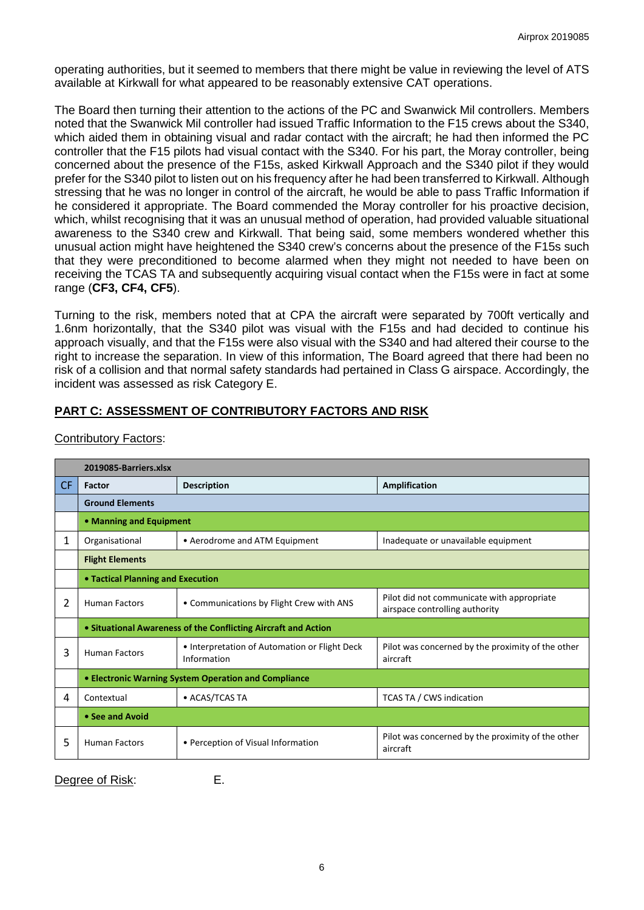operating authorities, but it seemed to members that there might be value in reviewing the level of ATS available at Kirkwall for what appeared to be reasonably extensive CAT operations.

The Board then turning their attention to the actions of the PC and Swanwick Mil controllers. Members noted that the Swanwick Mil controller had issued Traffic Information to the F15 crews about the S340, which aided them in obtaining visual and radar contact with the aircraft; he had then informed the PC controller that the F15 pilots had visual contact with the S340. For his part, the Moray controller, being concerned about the presence of the F15s, asked Kirkwall Approach and the S340 pilot if they would prefer for the S340 pilot to listen out on his frequency after he had been transferred to Kirkwall. Although stressing that he was no longer in control of the aircraft, he would be able to pass Traffic Information if he considered it appropriate. The Board commended the Moray controller for his proactive decision, which, whilst recognising that it was an unusual method of operation, had provided valuable situational awareness to the S340 crew and Kirkwall. That being said, some members wondered whether this unusual action might have heightened the S340 crew's concerns about the presence of the F15s such that they were preconditioned to become alarmed when they might not needed to have been on receiving the TCAS TA and subsequently acquiring visual contact when the F15s were in fact at some range (**CF3, CF4, CF5**).

Turning to the risk, members noted that at CPA the aircraft were separated by 700ft vertically and 1.6nm horizontally, that the S340 pilot was visual with the F15s and had decided to continue his approach visually, and that the F15s were also visual with the S340 and had altered their course to the right to increase the separation. In view of this information, The Board agreed that there had been no risk of a collision and that normal safety standards had pertained in Class G airspace. Accordingly, the incident was assessed as risk Category E.

## PART C: ASSESSMENT OF CONTRIBUTORY FACTORS AND RISK

Contributory Factors:

| | 2019085-Barriers.xlsx | | |
|---|---|---|---|
| **CF** | **Factor** | **Description** | **Amplification** |
| | **Ground Elements** | | |
| | **• Manning and Equipment** | | |
| 1 | Organisational | • Aerodrome and ATM Equipment | Inadequate or unavailable equipment |
| | **Flight Elements** | | |
| | **• Tactical Planning and Execution** | | |
| 2 | Human Factors | • Communications by Flight Crew with ANS | Pilot did not communicate with appropriate airspace controlling authority |
| | **• Situational Awareness of the Conflicting Aircraft and Action** | | |
| 3 | Human Factors | • Interpretation of Automation or Flight Deck Information | Pilot was concerned by the proximity of the other aircraft |
| | **• Electronic Warning System Operation and Compliance** | | |
| 4 | Contextual | • ACAS/TCAS TA | TCAS TA / CWS indication |
| | **• See and Avoid** | | |
| 5 | Human Factors | • Perception of Visual Information | Pilot was concerned by the proximity of the other aircraft |

Degree of Risk: E.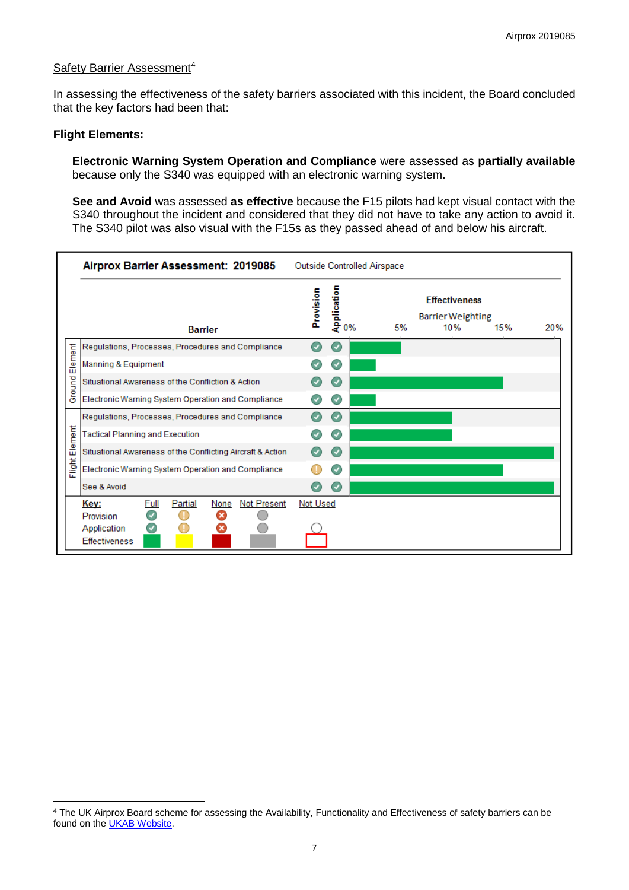## Safety Barrier Assessment[4]

In assessing the effectiveness of the safety barriers associated with this incident, the Board concluded that the key factors had been that:

**Flight Elements:**

**Electronic Warning System Operation and Compliance** were assessed as **partially available** because only the S340 was equipped with an electronic warning system.

**See and Avoid** was assessed **as effective** because the F15 pilots had kept visual contact with the S340 throughout the incident and considered that they did not have to take any action to avoid it. The S340 pilot was also visual with the F15s as they passed ahead of and below his aircraft.

**Airprox Barrier Assessment: 2019085** Outside Controlled Airspace

Barrier

Provision

Application

Effectiveness

Barrier Weighting

0% 5% 10% 15% 20%

Ground Element

Regulations, Processes, Procedures and Compliance

Manning & Equipment

Situational Awareness of the Confliction & Action

Electronic Warning System Operation and Compliance

Flight Element

Regulations, Processes, Procedures and Compliance

Tactical Planning and Execution

Situational Awareness of the Conflicting Aircraft & Action

Electronic Warning System Operation and Compliance

See & Avoid

Key: Full Partial None Not Present Not Used

Provision

Application

Effectiveness

---

[4] The UK Airprox Board scheme for assessing the Availability, Functionality and Effectiveness of safety barriers can be found on the UKAB Website.